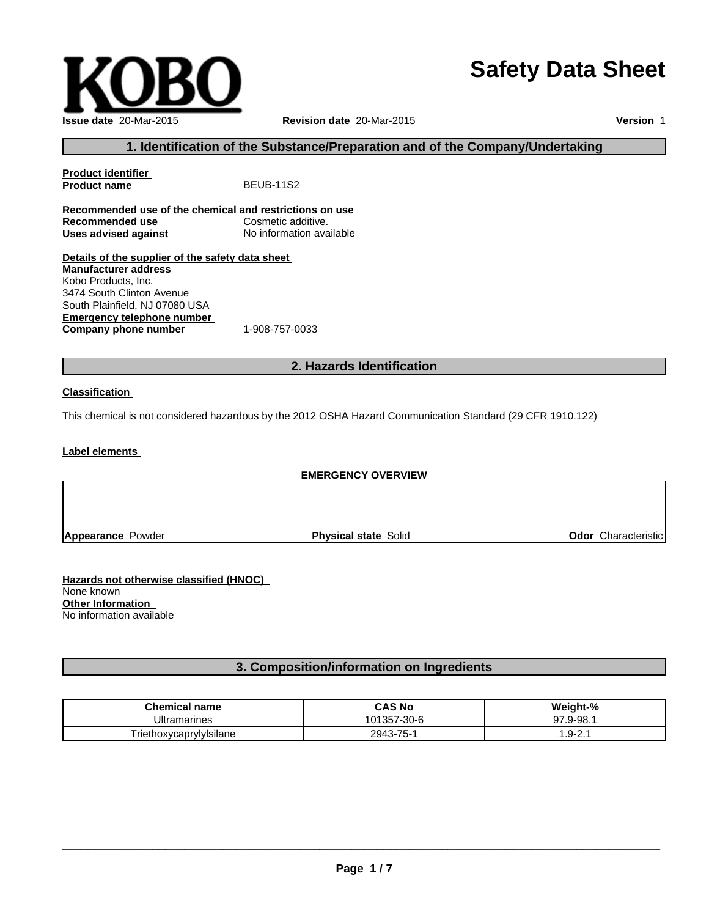**KOBO**

# Safety Data Sheet

**Issue date** 20-Mar-2015 **Revision date** 20-Mar-2015 **Version** 1

## 1. Identification of the Substance/Preparation and of the Company/Undertaking

**Product identifier**

**Product name** BEUB-11S2

**Recommended use of the chemical and restrictions on use**

**Recommended use** Cosmetic additive.

**Uses advised against** No information available

**Details of the supplier of the safety data sheet**

**Manufacturer address**

Kobo Products, Inc.
3474 South Clinton Avenue
South Plainfield, NJ 07080 USA

**Emergency telephone number**

**Company phone number** 1-908-757-0033

## 2. Hazards Identification

**Classification**

This chemical is not considered hazardous by the 2012 OSHA Hazard Communication Standard (29 CFR 1910.122)

**Label elements**

**EMERGENCY OVERVIEW**

**Appearance** Powder **Physical state** Solid **Odor** Characteristic

**Hazards not otherwise classified (HNOC)**

None known

**Other Information**

No information available

## 3. Composition/information on Ingredients

| Chemical name | CAS No | Weight-% |
| --- | --- | --- |
| Ultramarines | 101357-30-6 | 97.9-98.1 |
| Triethoxycaprylylsilane | 2943-75-1 | 1.9-2.1 |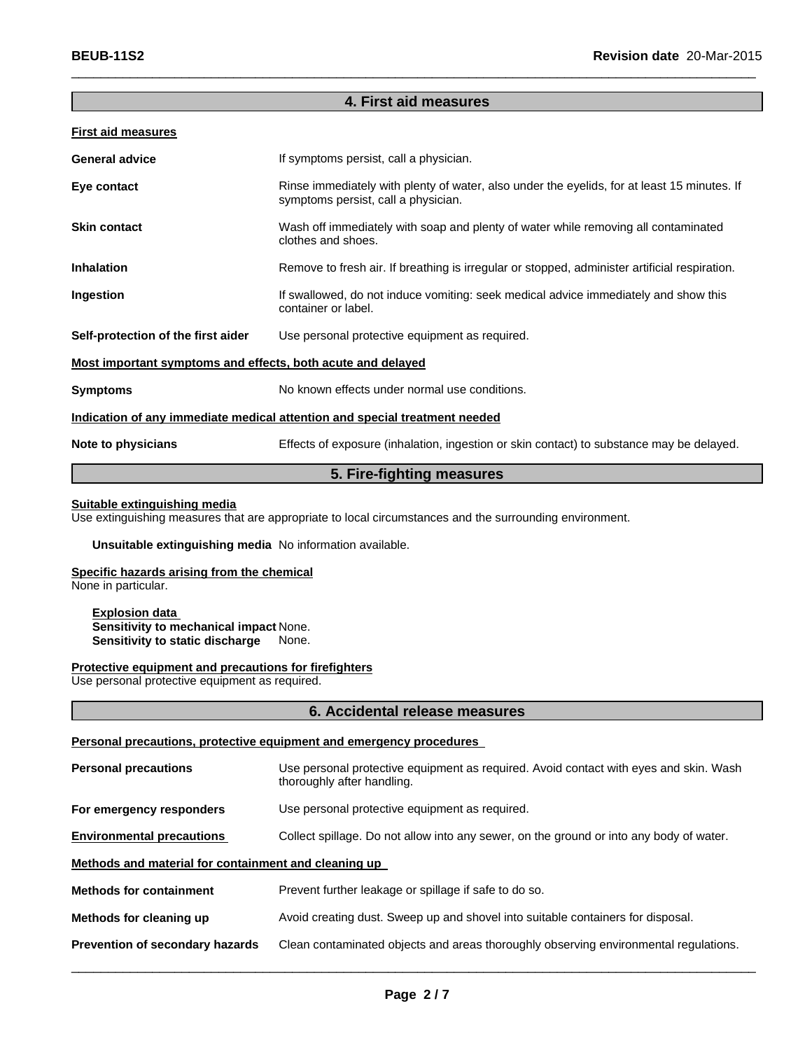## 4. First aid measures

**First aid measures**

**General advice** If symptoms persist, call a physician.

**Eye contact** Rinse immediately with plenty of water, also under the eyelids, for at least 15 minutes. If symptoms persist, call a physician.

**Skin contact** Wash off immediately with soap and plenty of water while removing all contaminated clothes and shoes.

**Inhalation** Remove to fresh air. If breathing is irregular or stopped, administer artificial respiration.

**Ingestion** If swallowed, do not induce vomiting: seek medical advice immediately and show this container or label.

**Self-protection of the first aider** Use personal protective equipment as required.

**Most important symptoms and effects, both acute and delayed**

**Symptoms** No known effects under normal use conditions.

**Indication of any immediate medical attention and special treatment needed**

**Note to physicians** Effects of exposure (inhalation, ingestion or skin contact) to substance may be delayed.

## 5. Fire-fighting measures

**Suitable extinguishing media**
Use extinguishing measures that are appropriate to local circumstances and the surrounding environment.

**Unsuitable extinguishing media** No information available.

**Specific hazards arising from the chemical**
None in particular.

**Explosion data**
**Sensitivity to mechanical impact** None.
**Sensitivity to static discharge** None.

**Protective equipment and precautions for firefighters**
Use personal protective equipment as required.

## 6. Accidental release measures

**Personal precautions, protective equipment and emergency procedures**

**Personal precautions** Use personal protective equipment as required. Avoid contact with eyes and skin. Wash thoroughly after handling.

**For emergency responders** Use personal protective equipment as required.

**Environmental precautions** Collect spillage. Do not allow into any sewer, on the ground or into any body of water.

**Methods and material for containment and cleaning up**

**Methods for containment** Prevent further leakage or spillage if safe to do so.

**Methods for cleaning up** Avoid creating dust. Sweep up and shovel into suitable containers for disposal.

**Prevention of secondary hazards** Clean contaminated objects and areas thoroughly observing environmental regulations.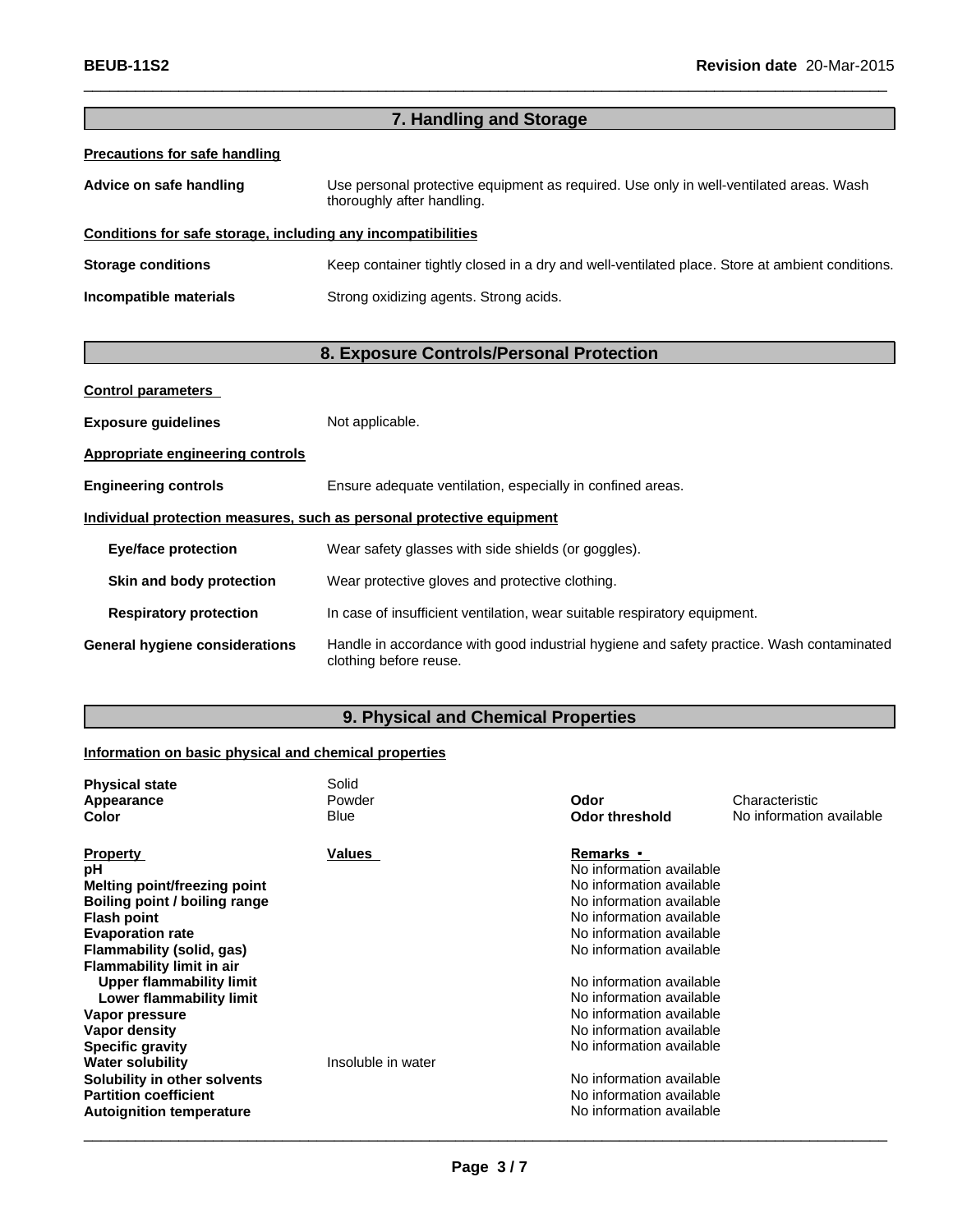## 7. Handling and Storage

**Precautions for safe handling**

**Advice on safe handling** Use personal protective equipment as required. Use only in well-ventilated areas. Wash thoroughly after handling.

**Conditions for safe storage, including any incompatibilities**

**Storage conditions** Keep container tightly closed in a dry and well-ventilated place. Store at ambient conditions.

**Incompatible materials** Strong oxidizing agents. Strong acids.

## 8. Exposure Controls/Personal Protection

**Control parameters**

**Exposure guidelines** Not applicable.

**Appropriate engineering controls**

**Engineering controls** Ensure adequate ventilation, especially in confined areas.

**Individual protection measures, such as personal protective equipment**

**Eye/face protection** Wear safety glasses with side shields (or goggles).

**Skin and body protection** Wear protective gloves and protective clothing.

**Respiratory protection** In case of insufficient ventilation, wear suitable respiratory equipment.

**General hygiene considerations** Handle in accordance with good industrial hygiene and safety practice. Wash contaminated clothing before reuse.

## 9. Physical and Chemical Properties

**Information on basic physical and chemical properties**

| | | | |
|---|---|---|---|
| **Physical state** | Solid | | |
| **Appearance** | Powder | **Odor** | Characteristic |
| **Color** | Blue | **Odor threshold** | No information available |

| **Property** | **Values** | **Remarks •** |
|---|---|---|
| **pH** | | No information available |
| **Melting point/freezing point** | | No information available |
| **Boiling point / boiling range** | | No information available |
| **Flash point** | | No information available |
| **Evaporation rate** | | No information available |
| **Flammability (solid, gas)** | | No information available |
| **Flammability limit in air** | | |
| **Upper flammability limit** | | No information available |
| **Lower flammability limit** | | No information available |
| **Vapor pressure** | | No information available |
| **Vapor density** | | No information available |
| **Specific gravity** | | No information available |
| **Water solubility** | Insoluble in water | |
| **Solubility in other solvents** | | No information available |
| **Partition coefficient** | | No information available |
| **Autoignition temperature** | | No information available |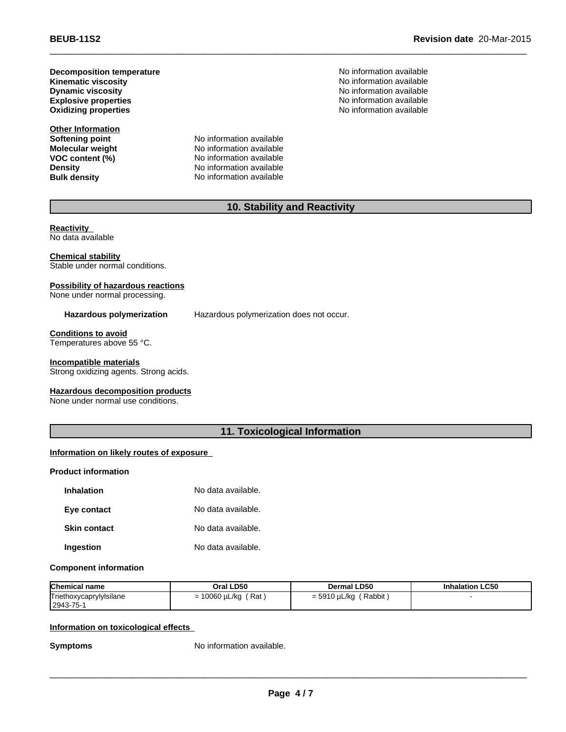**Decomposition temperature** No information available
**Kinematic viscosity** No information available
**Dynamic viscosity** No information available
**Explosive properties** No information available
**Oxidizing properties** No information available

**Other Information**

**Softening point** No information available
**Molecular weight** No information available
**VOC content (%)** No information available
**Density** No information available
**Bulk density** No information available

## 10. Stability and Reactivity

**Reactivity**
No data available

**Chemical stability**
Stable under normal conditions.

**Possibility of hazardous reactions**
None under normal processing.

**Hazardous polymerization** Hazardous polymerization does not occur.

**Conditions to avoid**
Temperatures above 55 °C.

**Incompatible materials**
Strong oxidizing agents. Strong acids.

**Hazardous decomposition products**
None under normal use conditions.

## 11. Toxicological Information

**Information on likely routes of exposure**

**Product information**

**Inhalation** No data available.

**Eye contact** No data available.

**Skin contact** No data available.

**Ingestion** No data available.

**Component information**

| Chemical name | Oral LD50 | Dermal LD50 | Inhalation LC50 |
|---|---|---|---|
| Triethoxycaprylylsilane 2943-75-1 | = 10060 µL/kg ( Rat ) | = 5910 µL/kg ( Rabbit ) | - |

**Information on toxicological effects**

**Symptoms** No information available.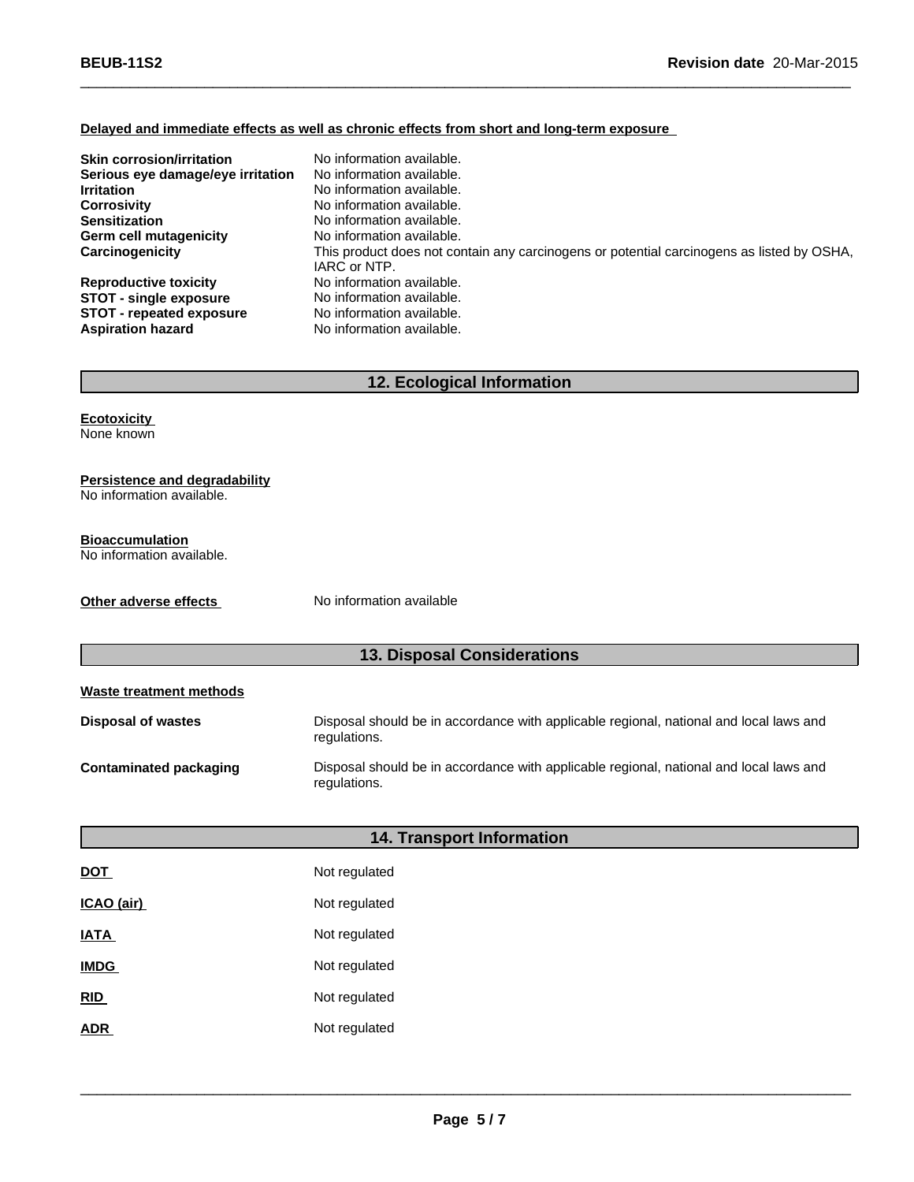**Delayed and immediate effects as well as chronic effects from short and long-term exposure**

| | |
|---|---|
| **Skin corrosion/irritation** | No information available. |
| **Serious eye damage/eye irritation** | No information available. |
| **Irritation** | No information available. |
| **Corrosivity** | No information available. |
| **Sensitization** | No information available. |
| **Germ cell mutagenicity** | No information available. |
| **Carcinogenicity** | This product does not contain any carcinogens or potential carcinogens as listed by OSHA, IARC or NTP. |
| **Reproductive toxicity** | No information available. |
| **STOT - single exposure** | No information available. |
| **STOT - repeated exposure** | No information available. |
| **Aspiration hazard** | No information available. |

## 12. Ecological Information

**Ecotoxicity**
None known

**Persistence and degradability**
No information available.

**Bioaccumulation**
No information available.

**Other adverse effects** No information available

## 13. Disposal Considerations

**Waste treatment methods**

| | |
|---|---|
| **Disposal of wastes** | Disposal should be in accordance with applicable regional, national and local laws and regulations. |
| **Contaminated packaging** | Disposal should be in accordance with applicable regional, national and local laws and regulations. |

## 14. Transport Information

| | |
|---|---|
| **DOT** | Not regulated |
| **ICAO (air)** | Not regulated |
| **IATA** | Not regulated |
| **IMDG** | Not regulated |
| **RID** | Not regulated |
| **ADR** | Not regulated |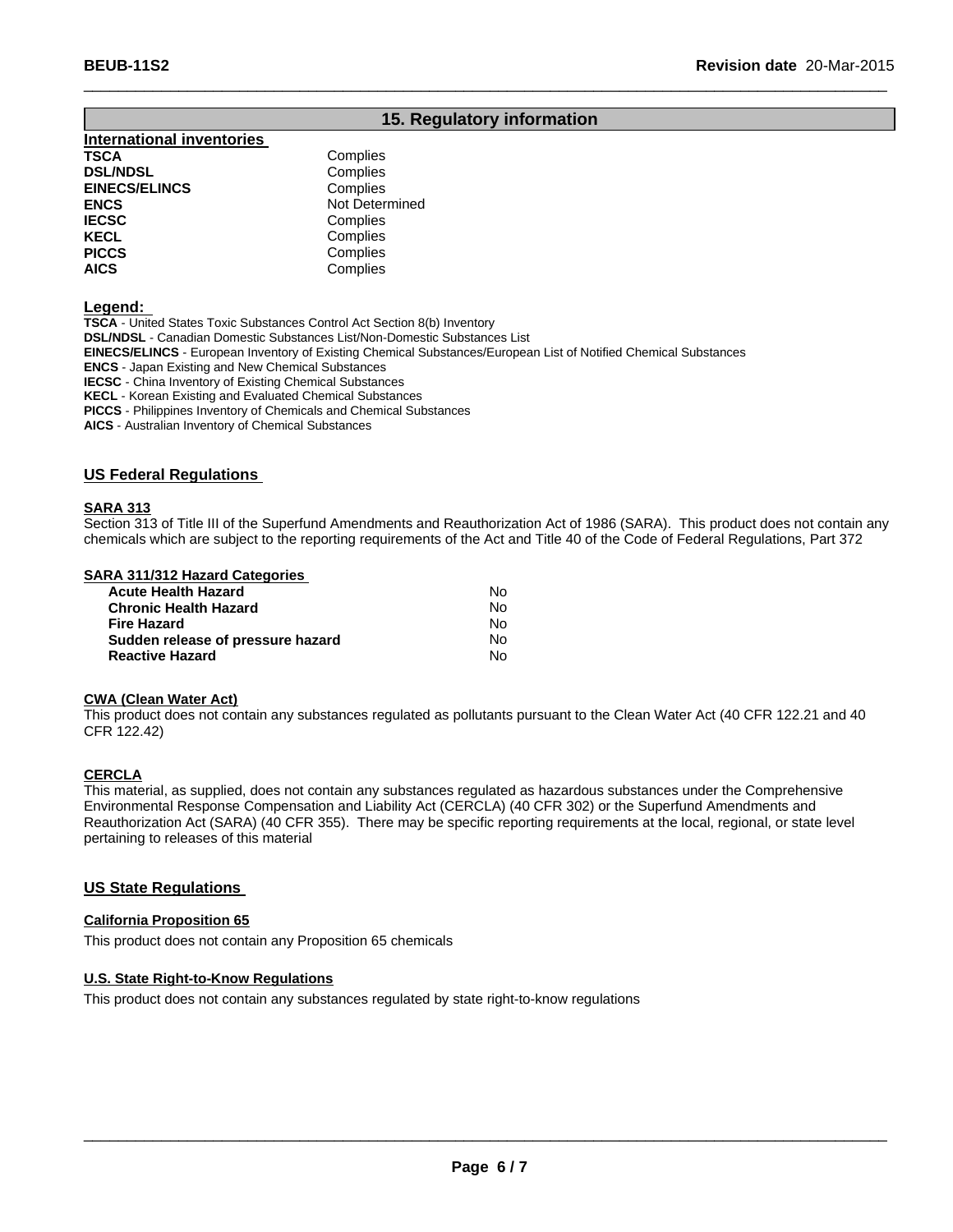## 15. Regulatory information

**International inventories**

| | |
|---|---|
| **TSCA** | Complies |
| **DSL/NDSL** | Complies |
| **EINECS/ELINCS** | Complies |
| **ENCS** | Not Determined |
| **IECSC** | Complies |
| **KECL** | Complies |
| **PICCS** | Complies |
| **AICS** | Complies |

**Legend:**

**TSCA** - United States Toxic Substances Control Act Section 8(b) Inventory
**DSL/NDSL** - Canadian Domestic Substances List/Non-Domestic Substances List
**EINECS/ELINCS** - European Inventory of Existing Chemical Substances/European List of Notified Chemical Substances
**ENCS** - Japan Existing and New Chemical Substances
**IECSC** - China Inventory of Existing Chemical Substances
**KECL** - Korean Existing and Evaluated Chemical Substances
**PICCS** - Philippines Inventory of Chemicals and Chemical Substances
**AICS** - Australian Inventory of Chemical Substances

### US Federal Regulations

**SARA 313**

Section 313 of Title III of the Superfund Amendments and Reauthorization Act of 1986 (SARA). This product does not contain any chemicals which are subject to the reporting requirements of the Act and Title 40 of the Code of Federal Regulations, Part 372

**SARA 311/312 Hazard Categories**

| | |
|---|---|
| **Acute Health Hazard** | No |
| **Chronic Health Hazard** | No |
| **Fire Hazard** | No |
| **Sudden release of pressure hazard** | No |
| **Reactive Hazard** | No |

**CWA (Clean Water Act)**

This product does not contain any substances regulated as pollutants pursuant to the Clean Water Act (40 CFR 122.21 and 40 CFR 122.42)

**CERCLA**

This material, as supplied, does not contain any substances regulated as hazardous substances under the Comprehensive Environmental Response Compensation and Liability Act (CERCLA) (40 CFR 302) or the Superfund Amendments and Reauthorization Act (SARA) (40 CFR 355). There may be specific reporting requirements at the local, regional, or state level pertaining to releases of this material

### US State Regulations

**California Proposition 65**

This product does not contain any Proposition 65 chemicals

**U.S. State Right-to-Know Regulations**

This product does not contain any substances regulated by state right-to-know regulations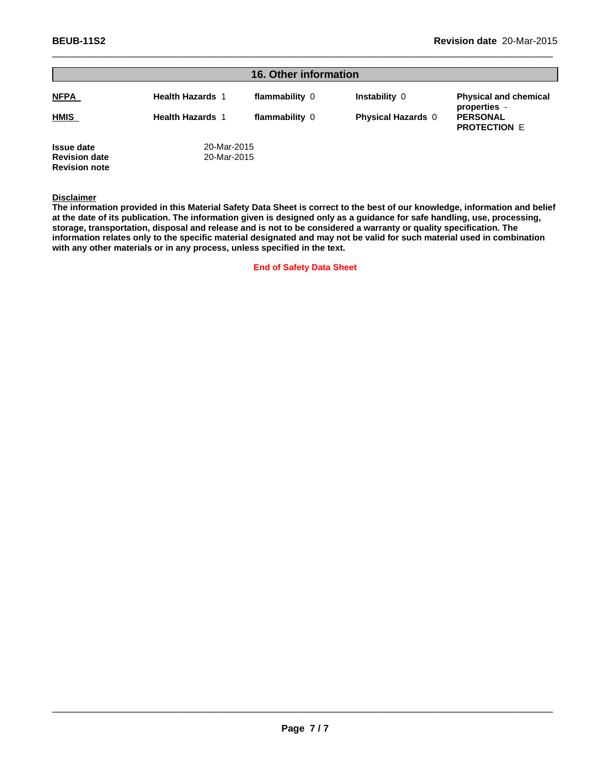## 16. Other information

| | | | | |
|---|---|---|---|---|
| **NFPA** | **Health Hazards** 1 | **flammability** 0 | **Instability** 0 | **Physical and chemical properties** - |
| **HMIS** | **Health Hazards** 1 | **flammability** 0 | **Physical Hazards** 0 | **PERSONAL PROTECTION** E |

**Issue date** 20-Mar-2015
**Revision date** 20-Mar-2015
**Revision note**

**Disclaimer**

**The information provided in this Material Safety Data Sheet is correct to the best of our knowledge, information and belief at the date of its publication. The information given is designed only as a guidance for safe handling, use, processing, storage, transportation, disposal and release and is not to be considered a warranty or quality specification. The information relates only to the specific material designated and may not be valid for such material used in combination with any other materials or in any process, unless specified in the text.**

**End of Safety Data Sheet**